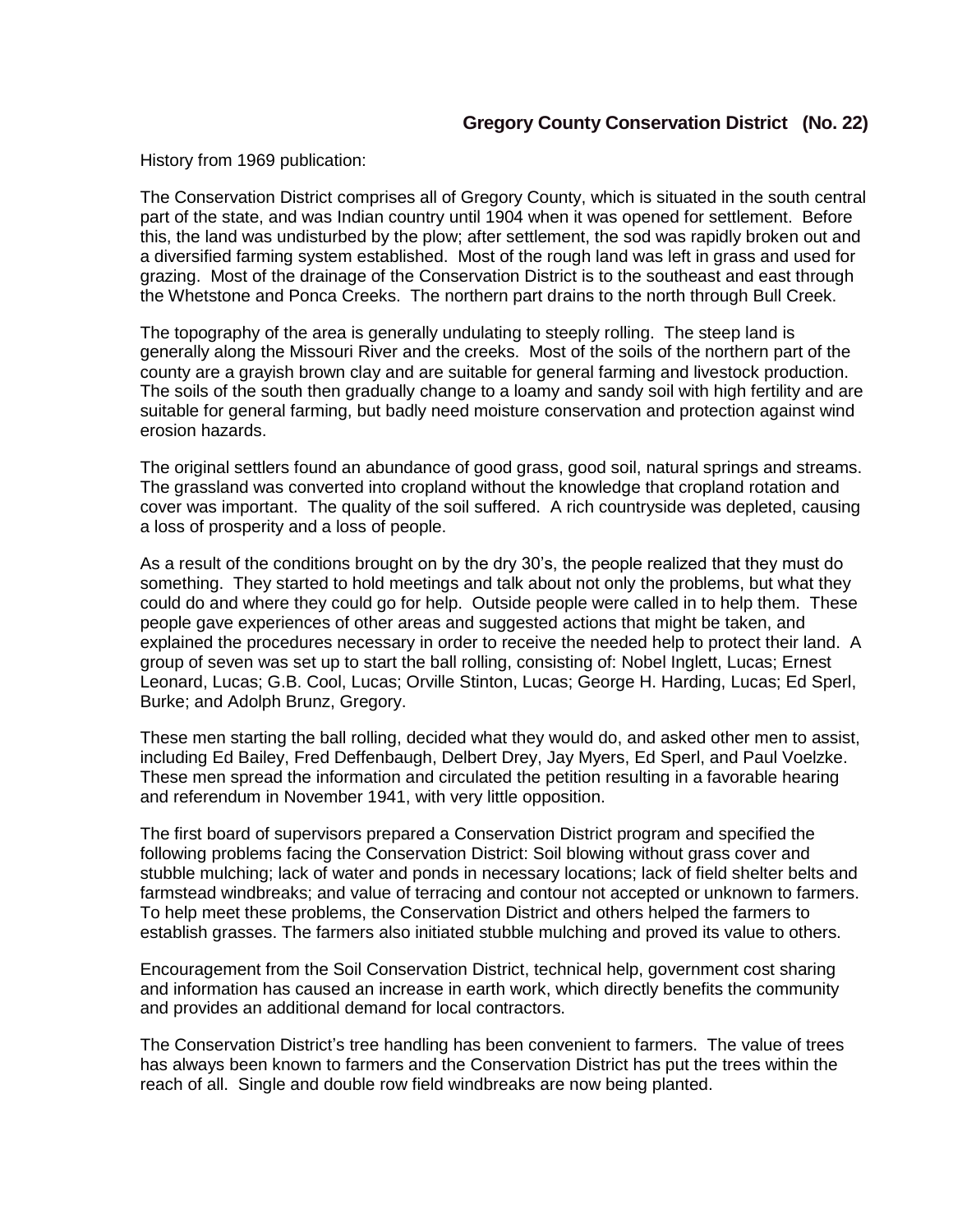## Gregory County Conservation District (No. 22)

History from 1969 publication:

The Conservation District comprises all of Gregory County, which is situated in the south central part of the state, and was Indian country until 1904 when it was opened for settlement. Before this, the land was undisturbed by the plow; after settlement, the sod was rapidly broken out and a diversified farming system established. Most of the rough land was left in grass and used for grazing. Most of the drainage of the Conservation District is to the southeast and east through the Whetstone and Ponca Creeks. The northern part drains to the north through Bull Creek.

The topography of the area is generally undulating to steeply rolling. The steep land is generally along the Missouri River and the creeks. Most of the soils of the northern part of the county are a grayish brown clay and are suitable for general farming and livestock production. The soils of the south then gradually change to a loamy and sandy soil with high fertility and are suitable for general farming, but badly need moisture conservation and protection against wind erosion hazards.

The original settlers found an abundance of good grass, good soil, natural springs and streams. The grassland was converted into cropland without the knowledge that cropland rotation and cover was important. The quality of the soil suffered. A rich countryside was depleted, causing a loss of prosperity and a loss of people.

As a result of the conditions brought on by the dry 30's, the people realized that they must do something. They started to hold meetings and talk about not only the problems, but what they could do and where they could go for help. Outside people were called in to help them. These people gave experiences of other areas and suggested actions that might be taken, and explained the procedures necessary in order to receive the needed help to protect their land. A group of seven was set up to start the ball rolling, consisting of: Nobel Inglett, Lucas; Ernest Leonard, Lucas; G.B. Cool, Lucas; Orville Stinton, Lucas; George H. Harding, Lucas; Ed Sperl, Burke; and Adolph Brunz, Gregory.

These men starting the ball rolling, decided what they would do, and asked other men to assist, including Ed Bailey, Fred Deffenbaugh, Delbert Drey, Jay Myers, Ed Sperl, and Paul Voelzke. These men spread the information and circulated the petition resulting in a favorable hearing and referendum in November 1941, with very little opposition.

The first board of supervisors prepared a Conservation District program and specified the following problems facing the Conservation District: Soil blowing without grass cover and stubble mulching; lack of water and ponds in necessary locations; lack of field shelter belts and farmstead windbreaks; and value of terracing and contour not accepted or unknown to farmers. To help meet these problems, the Conservation District and others helped the farmers to establish grasses. The farmers also initiated stubble mulching and proved its value to others.

Encouragement from the Soil Conservation District, technical help, government cost sharing and information has caused an increase in earth work, which directly benefits the community and provides an additional demand for local contractors.

The Conservation District's tree handling has been convenient to farmers. The value of trees has always been known to farmers and the Conservation District has put the trees within the reach of all. Single and double row field windbreaks are now being planted.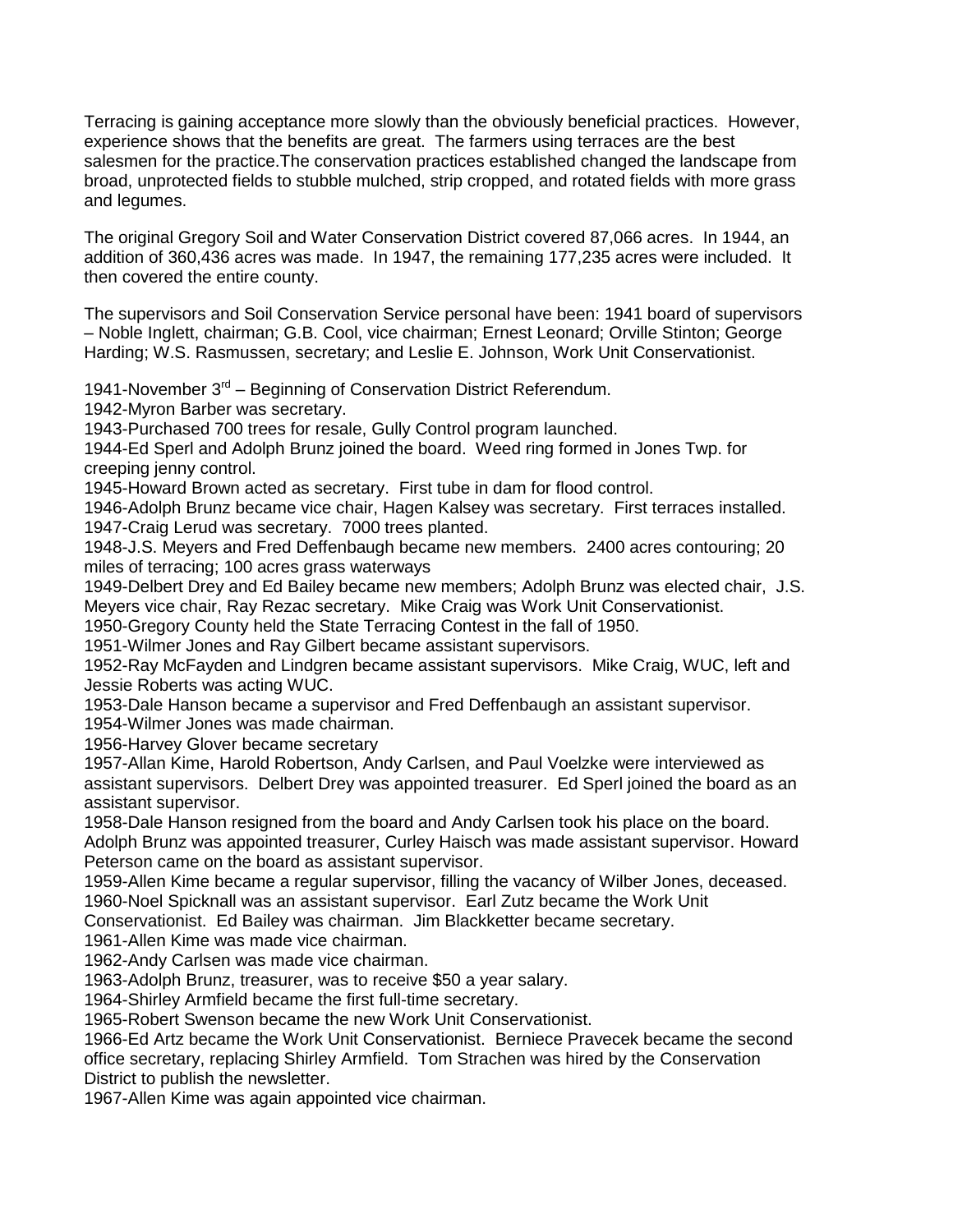Terracing is gaining acceptance more slowly than the obviously beneficial practices. However, experience shows that the benefits are great. The farmers using terraces are the best salesmen for the practice.The conservation practices established changed the landscape from broad, unprotected fields to stubble mulched, strip cropped, and rotated fields with more grass and legumes.

The original Gregory Soil and Water Conservation District covered 87,066 acres. In 1944, an addition of 360,436 acres was made. In 1947, the remaining 177,235 acres were included. It then covered the entire county.

The supervisors and Soil Conservation Service personal have been: 1941 board of supervisors – Noble Inglett, chairman; G.B. Cool, vice chairman; Ernest Leonard; Orville Stinton; George Harding; W.S. Rasmussen, secretary; and Leslie E. Johnson, Work Unit Conservationist.

1941-November 3rd – Beginning of Conservation District Referendum.
1942-Myron Barber was secretary.
1943-Purchased 700 trees for resale, Gully Control program launched.
1944-Ed Sperl and Adolph Brunz joined the board. Weed ring formed in Jones Twp. for creeping jenny control.
1945-Howard Brown acted as secretary. First tube in dam for flood control.
1946-Adolph Brunz became vice chair, Hagen Kalsey was secretary. First terraces installed.
1947-Craig Lerud was secretary. 7000 trees planted.
1948-J.S. Meyers and Fred Deffenbaugh became new members. 2400 acres contouring; 20 miles of terracing; 100 acres grass waterways
1949-Delbert Drey and Ed Bailey became new members; Adolph Brunz was elected chair, J.S. Meyers vice chair, Ray Rezac secretary. Mike Craig was Work Unit Conservationist.
1950-Gregory County held the State Terracing Contest in the fall of 1950.
1951-Wilmer Jones and Ray Gilbert became assistant supervisors.
1952-Ray McFayden and Lindgren became assistant supervisors. Mike Craig, WUC, left and Jessie Roberts was acting WUC.
1953-Dale Hanson became a supervisor and Fred Deffenbaugh an assistant supervisor.
1954-Wilmer Jones was made chairman.
1956-Harvey Glover became secretary
1957-Allan Kime, Harold Robertson, Andy Carlsen, and Paul Voelzke were interviewed as assistant supervisors. Delbert Drey was appointed treasurer. Ed Sperl joined the board as an assistant supervisor.
1958-Dale Hanson resigned from the board and Andy Carlsen took his place on the board. Adolph Brunz was appointed treasurer, Curley Haisch was made assistant supervisor. Howard Peterson came on the board as assistant supervisor.
1959-Allen Kime became a regular supervisor, filling the vacancy of Wilber Jones, deceased.
1960-Noel Spicknall was an assistant supervisor. Earl Zutz became the Work Unit Conservationist. Ed Bailey was chairman. Jim Blackketter became secretary.
1961-Allen Kime was made vice chairman.
1962-Andy Carlsen was made vice chairman.
1963-Adolph Brunz, treasurer, was to receive $50 a year salary.
1964-Shirley Armfield became the first full-time secretary.
1965-Robert Swenson became the new Work Unit Conservationist.
1966-Ed Artz became the Work Unit Conservationist. Berniece Pravecek became the second office secretary, replacing Shirley Armfield. Tom Strachen was hired by the Conservation District to publish the newsletter.
1967-Allen Kime was again appointed vice chairman.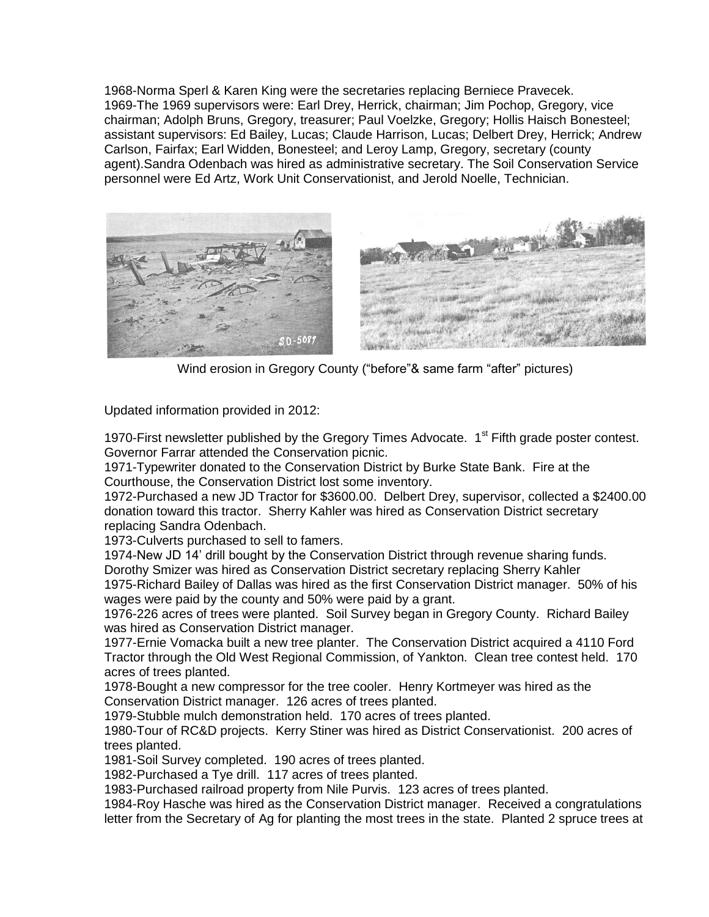1968-Norma Sperl & Karen King were the secretaries replacing Berniece Pravecek.
1969-The 1969 supervisors were: Earl Drey, Herrick, chairman; Jim Pochop, Gregory, vice chairman; Adolph Bruns, Gregory, treasurer; Paul Voelzke, Gregory; Hollis Haisch Bonesteel; assistant supervisors: Ed Bailey, Lucas; Claude Harrison, Lucas; Delbert Drey, Herrick; Andrew Carlson, Fairfax; Earl Widden, Bonesteel; and Leroy Lamp, Gregory, secretary (county agent).Sandra Odenbach was hired as administrative secretary. The Soil Conservation Service personnel were Ed Artz, Work Unit Conservationist, and Jerold Noelle, Technician.

Wind erosion in Gregory County ("before"& same farm "after" pictures)

Updated information provided in 2012:

1970-First newsletter published by the Gregory Times Advocate. 1st Fifth grade poster contest. Governor Farrar attended the Conservation picnic.
1971-Typewriter donated to the Conservation District by Burke State Bank. Fire at the Courthouse, the Conservation District lost some inventory.
1972-Purchased a new JD Tractor for $3600.00. Delbert Drey, supervisor, collected a $2400.00 donation toward this tractor. Sherry Kahler was hired as Conservation District secretary replacing Sandra Odenbach.
1973-Culverts purchased to sell to famers.
1974-New JD 14' drill bought by the Conservation District through revenue sharing funds. Dorothy Smizer was hired as Conservation District secretary replacing Sherry Kahler
1975-Richard Bailey of Dallas was hired as the first Conservation District manager. 50% of his wages were paid by the county and 50% were paid by a grant.
1976-226 acres of trees were planted. Soil Survey began in Gregory County. Richard Bailey was hired as Conservation District manager.
1977-Ernie Vomacka built a new tree planter. The Conservation District acquired a 4110 Ford Tractor through the Old West Regional Commission, of Yankton. Clean tree contest held. 170 acres of trees planted.
1978-Bought a new compressor for the tree cooler. Henry Kortmeyer was hired as the Conservation District manager. 126 acres of trees planted.
1979-Stubble mulch demonstration held. 170 acres of trees planted.
1980-Tour of RC&D projects. Kerry Stiner was hired as District Conservationist. 200 acres of trees planted.
1981-Soil Survey completed. 190 acres of trees planted.
1982-Purchased a Tye drill. 117 acres of trees planted.
1983-Purchased railroad property from Nile Purvis. 123 acres of trees planted.
1984-Roy Hasche was hired as the Conservation District manager. Received a congratulations letter from the Secretary of Ag for planting the most trees in the state. Planted 2 spruce trees at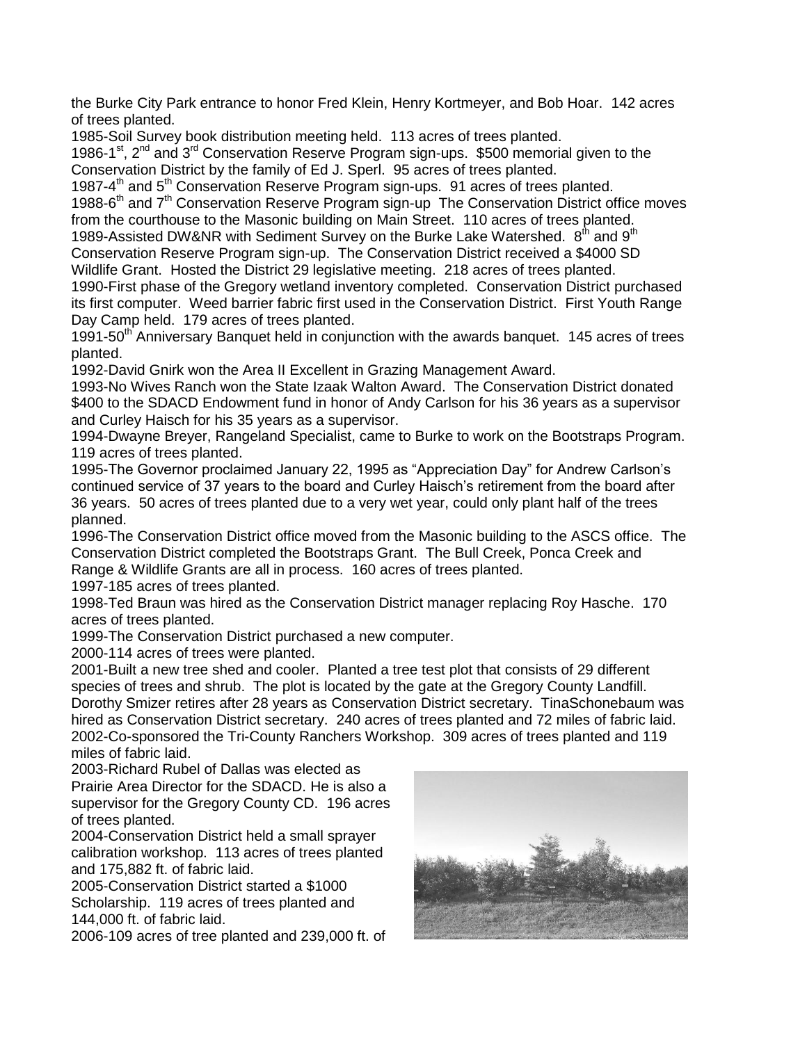the Burke City Park entrance to honor Fred Klein, Henry Kortmeyer, and Bob Hoar. 142 acres of trees planted.

1985-Soil Survey book distribution meeting held. 113 acres of trees planted.

1986-1st, 2nd and 3rd Conservation Reserve Program sign-ups. $500 memorial given to the Conservation District by the family of Ed J. Sperl. 95 acres of trees planted.

1987-4th and 5th Conservation Reserve Program sign-ups. 91 acres of trees planted.

1988-6th and 7th Conservation Reserve Program sign-up The Conservation District office moves from the courthouse to the Masonic building on Main Street. 110 acres of trees planted.

1989-Assisted DW&NR with Sediment Survey on the Burke Lake Watershed. 8th and 9th Conservation Reserve Program sign-up. The Conservation District received a $4000 SD Wildlife Grant. Hosted the District 29 legislative meeting. 218 acres of trees planted.

1990-First phase of the Gregory wetland inventory completed. Conservation District purchased its first computer. Weed barrier fabric first used in the Conservation District. First Youth Range Day Camp held. 179 acres of trees planted.

1991-50th Anniversary Banquet held in conjunction with the awards banquet. 145 acres of trees planted.

1992-David Gnirk won the Area II Excellent in Grazing Management Award.

1993-No Wives Ranch won the State Izaak Walton Award. The Conservation District donated $400 to the SDACD Endowment fund in honor of Andy Carlson for his 36 years as a supervisor and Curley Haisch for his 35 years as a supervisor.

1994-Dwayne Breyer, Rangeland Specialist, came to Burke to work on the Bootstraps Program. 119 acres of trees planted.

1995-The Governor proclaimed January 22, 1995 as "Appreciation Day" for Andrew Carlson's continued service of 37 years to the board and Curley Haisch's retirement from the board after 36 years. 50 acres of trees planted due to a very wet year, could only plant half of the trees planned.

1996-The Conservation District office moved from the Masonic building to the ASCS office. The Conservation District completed the Bootstraps Grant. The Bull Creek, Ponca Creek and Range & Wildlife Grants are all in process. 160 acres of trees planted.

1997-185 acres of trees planted.

1998-Ted Braun was hired as the Conservation District manager replacing Roy Hasche. 170 acres of trees planted.

1999-The Conservation District purchased a new computer.

2000-114 acres of trees were planted.

2001-Built a new tree shed and cooler. Planted a tree test plot that consists of 29 different species of trees and shrub. The plot is located by the gate at the Gregory County Landfill. Dorothy Smizer retires after 28 years as Conservation District secretary. TinaSchonebaum was hired as Conservation District secretary. 240 acres of trees planted and 72 miles of fabric laid.

2002-Co-sponsored the Tri-County Ranchers Workshop. 309 acres of trees planted and 119 miles of fabric laid.

2003-Richard Rubel of Dallas was elected as Prairie Area Director for the SDACD. He is also a supervisor for the Gregory County CD. 196 acres of trees planted.

2004-Conservation District held a small sprayer calibration workshop. 113 acres of trees planted and 175,882 ft. of fabric laid.

2005-Conservation District started a $1000 Scholarship. 119 acres of trees planted and 144,000 ft. of fabric laid.

2006-109 acres of tree planted and 239,000 ft. of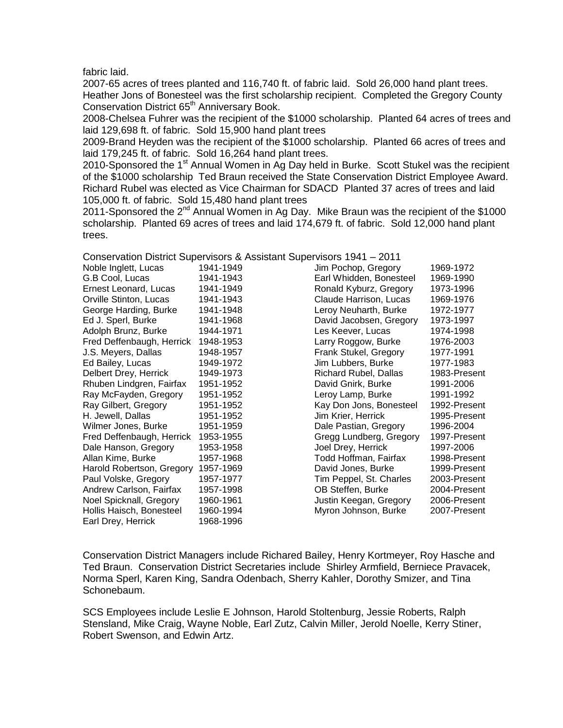fabric laid.

2007-65 acres of trees planted and 116,740 ft. of fabric laid. Sold 26,000 hand plant trees. Heather Jons of Bonesteel was the first scholarship recipient. Completed the Gregory County Conservation District 65th Anniversary Book.

2008-Chelsea Fuhrer was the recipient of the $1000 scholarship. Planted 64 acres of trees and laid 129,698 ft. of fabric. Sold 15,900 hand plant trees

2009-Brand Heyden was the recipient of the $1000 scholarship. Planted 66 acres of trees and laid 179,245 ft. of fabric. Sold 16,264 hand plant trees.

2010-Sponsored the 1st Annual Women in Ag Day held in Burke. Scott Stukel was the recipient of the $1000 scholarship Ted Braun received the State Conservation District Employee Award. Richard Rubel was elected as Vice Chairman for SDACD Planted 37 acres of trees and laid 105,000 ft. of fabric. Sold 15,480 hand plant trees

2011-Sponsored the 2nd Annual Women in Ag Day. Mike Braun was the recipient of the $1000 scholarship. Planted 69 acres of trees and laid 174,679 ft. of fabric. Sold 12,000 hand plant trees.

Conservation District Supervisors & Assistant Supervisors 1941 – 2011

| | | | |
|---|---|---|---|
| Noble Inglett, Lucas | 1941-1949 | Jim Pochop, Gregory | 1969-1972 |
| G.B Cool, Lucas | 1941-1943 | Earl Whidden, Bonesteel | 1969-1990 |
| Ernest Leonard, Lucas | 1941-1949 | Ronald Kyburz, Gregory | 1973-1996 |
| Orville Stinton, Lucas | 1941-1943 | Claude Harrison, Lucas | 1969-1976 |
| George Harding, Burke | 1941-1948 | Leroy Neuharth, Burke | 1972-1977 |
| Ed J. Sperl, Burke | 1941-1968 | David Jacobsen, Gregory | 1973-1997 |
| Adolph Brunz, Burke | 1944-1971 | Les Keever, Lucas | 1974-1998 |
| Fred Deffenbaugh, Herrick | 1948-1953 | Larry Roggow, Burke | 1976-2003 |
| J.S. Meyers, Dallas | 1948-1957 | Frank Stukel, Gregory | 1977-1991 |
| Ed Bailey, Lucas | 1949-1972 | Jim Lubbers, Burke | 1977-1983 |
| Delbert Drey, Herrick | 1949-1973 | Richard Rubel, Dallas | 1983-Present |
| Rhuben Lindgren, Fairfax | 1951-1952 | David Gnirk, Burke | 1991-2006 |
| Ray McFayden, Gregory | 1951-1952 | Leroy Lamp, Burke | 1991-1992 |
| Ray Gilbert, Gregory | 1951-1952 | Kay Don Jons, Bonesteel | 1992-Present |
| H. Jewell, Dallas | 1951-1952 | Jim Krier, Herrick | 1995-Present |
| Wilmer Jones, Burke | 1951-1959 | Dale Pastian, Gregory | 1996-2004 |
| Fred Deffenbaugh, Herrick | 1953-1955 | Gregg Lundberg, Gregory | 1997-Present |
| Dale Hanson, Gregory | 1953-1958 | Joel Drey, Herrick | 1997-2006 |
| Allan Kime, Burke | 1957-1968 | Todd Hoffman, Fairfax | 1998-Present |
| Harold Robertson, Gregory | 1957-1969 | David Jones, Burke | 1999-Present |
| Paul Volske, Gregory | 1957-1977 | Tim Peppel, St. Charles | 2003-Present |
| Andrew Carlson, Fairfax | 1957-1998 | OB Steffen, Burke | 2004-Present |
| Noel Spicknall, Gregory | 1960-1961 | Justin Keegan, Gregory | 2006-Present |
| Hollis Haisch, Bonesteel | 1960-1994 | Myron Johnson, Burke | 2007-Present |
| Earl Drey, Herrick | 1968-1996 | | |

Conservation District Managers include Richard Bailey, Henry Kortmeyer, Roy Hasche and Ted Braun. Conservation District Secretaries include Shirley Armfield, Berniece Pravacek, Norma Sperl, Karen King, Sandra Odenbach, Sherry Kahler, Dorothy Smizer, and Tina Schonebaum.

SCS Employees include Leslie E Johnson, Harold Stoltenburg, Jessie Roberts, Ralph Stensland, Mike Craig, Wayne Noble, Earl Zutz, Calvin Miller, Jerold Noelle, Kerry Stiner, Robert Swenson, and Edwin Artz.